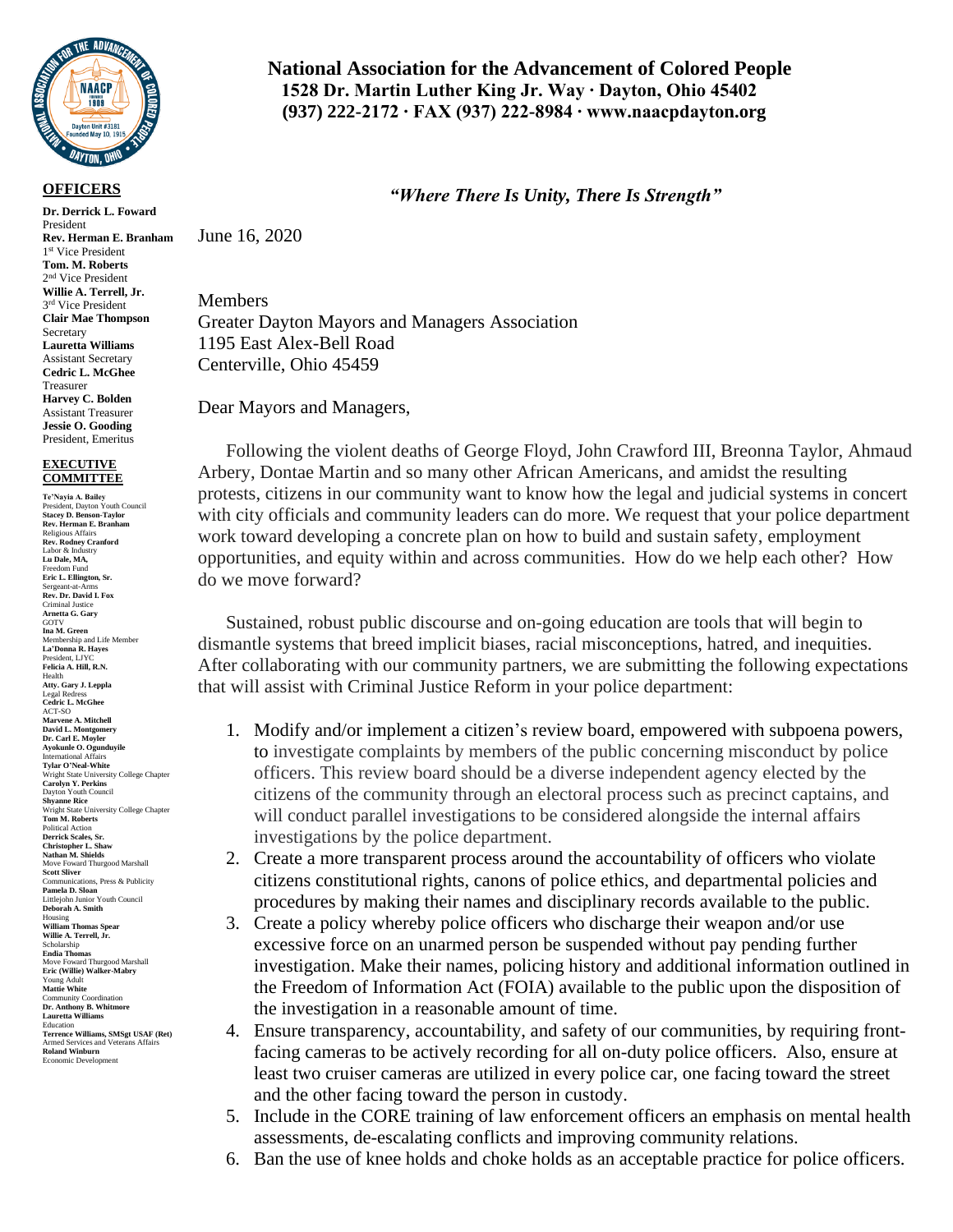**National Association for the Advancement of Colored People**
**1528 Dr. Martin Luther King Jr. Way · Dayton, Ohio 45402**
**(937) 222-2172 · FAX (937) 222-8984 · www.naacpdayton.org**

***"Where There Is Unity, There Is Strength"***

**OFFICERS**

**Dr. Derrick L. Foward**
President
**Rev. Herman E. Branham**
1st Vice President
**Tom. M. Roberts**
2nd Vice President
**Willie A. Terrell, Jr.**
3rd Vice President
**Clair Mae Thompson**
Secretary
**Lauretta Williams**
Assistant Secretary
**Cedric L. McGhee**
Treasurer
**Harvey C. Bolden**
Assistant Treasurer
**Jessie O. Gooding**
President, Emeritus

**EXECUTIVE COMMITTEE**

**Te'Nayia A. Bailey**
President, Dayton Youth Council
**Stacey D. Benson-Taylor**
**Rev. Herman E. Branham**
Religious Affairs
**Rev. Rodney Cranford**
Labor & Industry
**Lu Dale, MA,**
Freedom Fund
**Eric L. Ellington, Sr.**
Sergeant-at-Arms
**Rev. Dr. David I. Fox**
Criminal Justice
**Arnetta G. Gary**
GOTV
**Ina M. Green**
Membership and Life Member
**La'Donna R. Hayes**
President, LJYC
**Felicia A. Hill, R.N.**
Health
**Atty. Gary J. Leppla**
Legal Redress
**Cedric L. McGhee**
ACT-SO
**Marvene A. Mitchell**
**David L. Montgomery**
**Dr. Carl E. Moyler**
**Ayokunle O. Ogunduyile**
International Affairs
**Tylar O'Neal-White**
Wright State University College Chapter
**Carolyn Y. Perkins**
Dayton Youth Council
**Shyanne Rice**
Wright State University College Chapter
**Tom M. Roberts**
Political Action
**Derrick Scales, Sr.**
**Christopher L. Shaw**
**Nathan M. Shields**
Move Foward Thurgood Marshall
**Scott Sliver**
Communications, Press & Publicity
**Pamela D. Sloan**
Littlejohn Junior Youth Council
**Deborah A. Smith**
Housing
**William Thomas Spear**
**Willie A. Terrell, Jr.**
Scholarship
**Endia Thomas**
Move Foward Thurgood Marshall
**Eric (Willie) Walker-Mabry**
Young Adult
**Mattie White**
Community Coordination
**Dr. Anthony B. Whitmore**
**Lauretta Williams**
Education
**Terrence Williams, SMSgt USAF (Ret)**
Armed Services and Veterans Affairs
**Roland Winburn**
Economic Development

June 16, 2020

Members
Greater Dayton Mayors and Managers Association
1195 East Alex-Bell Road
Centerville, Ohio 45459

Dear Mayors and Managers,

Following the violent deaths of George Floyd, John Crawford III, Breonna Taylor, Ahmaud Arbery, Dontae Martin and so many other African Americans, and amidst the resulting protests, citizens in our community want to know how the legal and judicial systems in concert with city officials and community leaders can do more. We request that your police department work toward developing a concrete plan on how to build and sustain safety, employment opportunities, and equity within and across communities. How do we help each other? How do we move forward?

Sustained, robust public discourse and on-going education are tools that will begin to dismantle systems that breed implicit biases, racial misconceptions, hatred, and inequities. After collaborating with our community partners, we are submitting the following expectations that will assist with Criminal Justice Reform in your police department:

1. Modify and/or implement a citizen's review board, empowered with subpoena powers, to investigate complaints by members of the public concerning misconduct by police officers. This review board should be a diverse independent agency elected by the citizens of the community through an electoral process such as precinct captains, and will conduct parallel investigations to be considered alongside the internal affairs investigations by the police department.
2. Create a more transparent process around the accountability of officers who violate citizens constitutional rights, canons of police ethics, and departmental policies and procedures by making their names and disciplinary records available to the public.
3. Create a policy whereby police officers who discharge their weapon and/or use excessive force on an unarmed person be suspended without pay pending further investigation. Make their names, policing history and additional information outlined in the Freedom of Information Act (FOIA) available to the public upon the disposition of the investigation in a reasonable amount of time.
4. Ensure transparency, accountability, and safety of our communities, by requiring front-facing cameras to be actively recording for all on-duty police officers. Also, ensure at least two cruiser cameras are utilized in every police car, one facing toward the street and the other facing toward the person in custody.
5. Include in the CORE training of law enforcement officers an emphasis on mental health assessments, de-escalating conflicts and improving community relations.
6. Ban the use of knee holds and choke holds as an acceptable practice for police officers.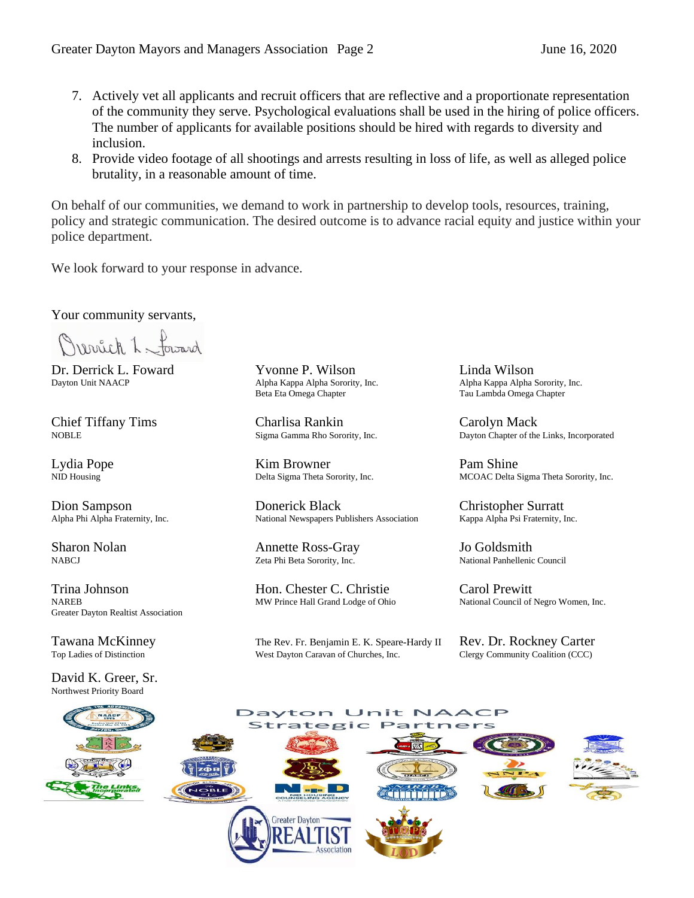7. Actively vet all applicants and recruit officers that are reflective and a proportionate representation of the community they serve. Psychological evaluations shall be used in the hiring of police officers. The number of applicants for available positions should be hired with regards to diversity and inclusion.
8. Provide video footage of all shootings and arrests resulting in loss of life, as well as alleged police brutality, in a reasonable amount of time.

On behalf of our communities, we demand to work in partnership to develop tools, resources, training, policy and strategic communication. The desired outcome is to advance racial equity and justice within your police department.

We look forward to your response in advance.

Your community servants,

Dr. Derrick L. Foward
Dayton Unit NAACP

Chief Tiffany Tims
NOBLE

Lydia Pope
NID Housing

Dion Sampson
Alpha Phi Alpha Fraternity, Inc.

Sharon Nolan
NABCJ

Trina Johnson
NAREB
Greater Dayton Realtist Association

Tawana McKinney
Top Ladies of Distinction

David K. Greer, Sr.
Northwest Priority Board

Yvonne P. Wilson
Alpha Kappa Alpha Sorority, Inc.
Beta Eta Omega Chapter

Charlisa Rankin
Sigma Gamma Rho Sorority, Inc.

Kim Browner
Delta Sigma Theta Sorority, Inc.

Donerick Black
National Newspapers Publishers Association

Annette Ross-Gray
Zeta Phi Beta Sorority, Inc.

Hon. Chester C. Christie
MW Prince Hall Grand Lodge of Ohio

The Rev. Fr. Benjamin E. K. Speare-Hardy II
West Dayton Caravan of Churches, Inc.

Linda Wilson
Alpha Kappa Alpha Sorority, Inc.
Tau Lambda Omega Chapter

Carolyn Mack
Dayton Chapter of the Links, Incorporated

Pam Shine
MCOAC Delta Sigma Theta Sorority, Inc.

Christopher Surratt
Kappa Alpha Psi Fraternity, Inc.

Jo Goldsmith
National Panhellenic Council

Carol Prewitt
National Council of Negro Women, Inc.

Rev. Dr. Rockney Carter
Clergy Community Coalition (CCC)

Dayton Unit NAACP
Strategic Partners